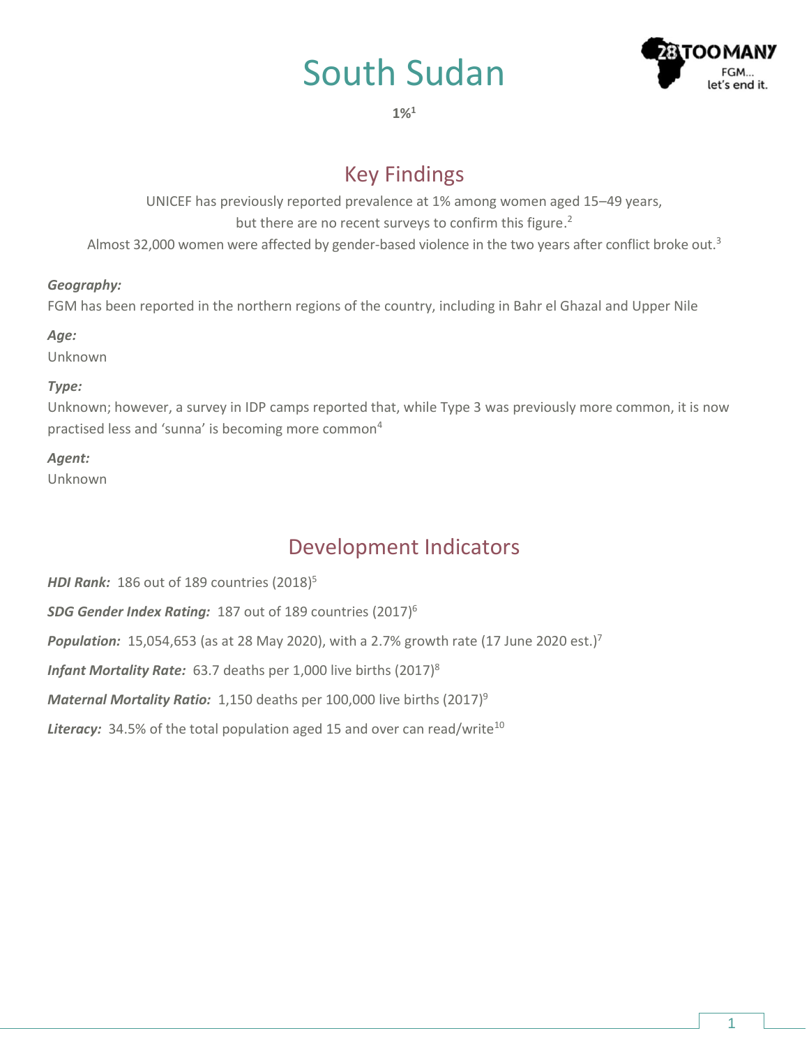# South Sudan

**1%[1]**

## Key Findings

UNICEF has previously reported prevalence at 1% among women aged 15–49 years, but there are no recent surveys to confirm this figure.[2]

Almost 32,000 women were affected by gender-based violence in the two years after conflict broke out.[3]

***Geography:***

FGM has been reported in the northern regions of the country, including in Bahr el Ghazal and Upper Nile

***Age:***

Unknown

***Type:***

Unknown; however, a survey in IDP camps reported that, while Type 3 was previously more common, it is now practised less and 'sunna' is becoming more common[4]

***Agent:***

Unknown

## Development Indicators

***HDI Rank:*** 186 out of 189 countries (2018)[5]

***SDG Gender Index Rating:*** 187 out of 189 countries (2017)[6]

***Population:*** 15,054,653 (as at 28 May 2020), with a 2.7% growth rate (17 June 2020 est.)[7]

***Infant Mortality Rate:*** 63.7 deaths per 1,000 live births (2017)[8]

***Maternal Mortality Ratio:*** 1,150 deaths per 100,000 live births (2017)[9]

***Literacy:*** 34.5% of the total population aged 15 and over can read/write[10]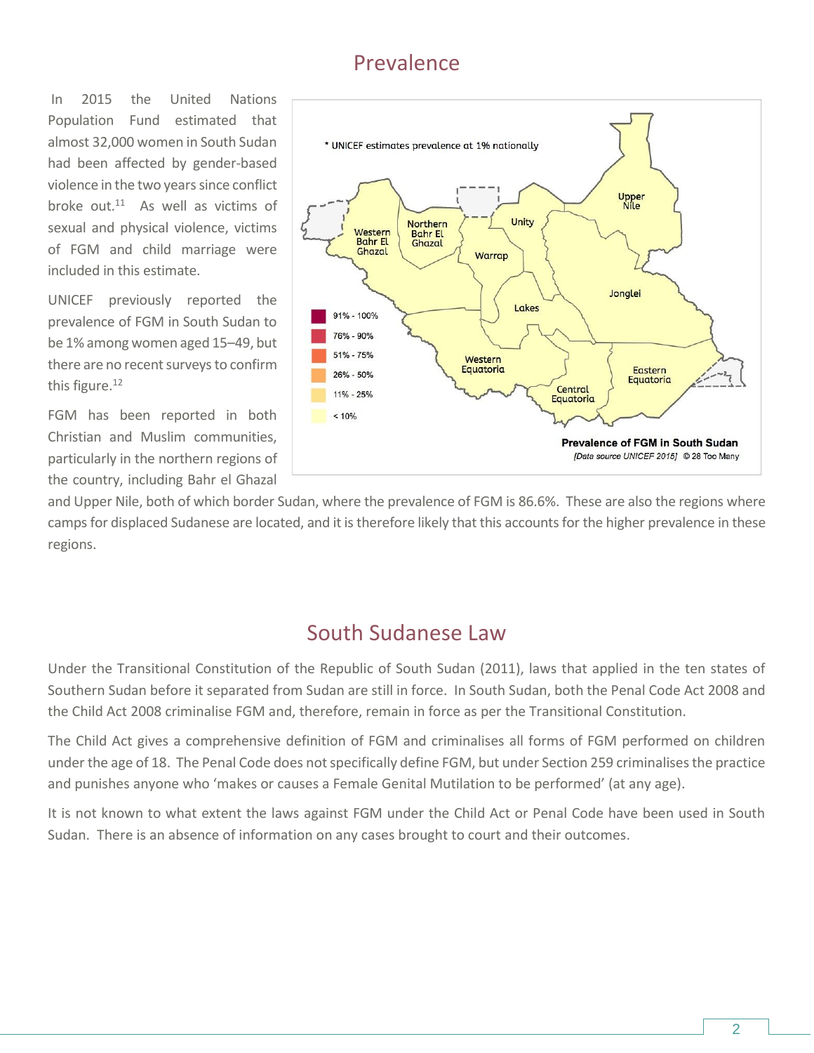## Prevalence

In 2015 the United Nations Population Fund estimated that almost 32,000 women in South Sudan had been affected by gender-based violence in the two years since conflict broke out.[11] As well as victims of sexual and physical violence, victims of FGM and child marriage were included in this estimate.

UNICEF previously reported the prevalence of FGM in South Sudan to be 1% among women aged 15–49, but there are no recent surveys to confirm this figure.[12]

FGM has been reported in both Christian and Muslim communities, particularly in the northern regions of the country, including Bahr el Ghazal and Upper Nile, both of which border Sudan, where the prevalence of FGM is 86.6%. These are also the regions where camps for displaced Sudanese are located, and it is therefore likely that this accounts for the higher prevalence in these regions.

## South Sudanese Law

Under the Transitional Constitution of the Republic of South Sudan (2011), laws that applied in the ten states of Southern Sudan before it separated from Sudan are still in force. In South Sudan, both the Penal Code Act 2008 and the Child Act 2008 criminalise FGM and, therefore, remain in force as per the Transitional Constitution.

The Child Act gives a comprehensive definition of FGM and criminalises all forms of FGM performed on children under the age of 18. The Penal Code does not specifically define FGM, but under Section 259 criminalises the practice and punishes anyone who 'makes or causes a Female Genital Mutilation to be performed' (at any age).

It is not known to what extent the laws against FGM under the Child Act or Penal Code have been used in South Sudan. There is an absence of information on any cases brought to court and their outcomes.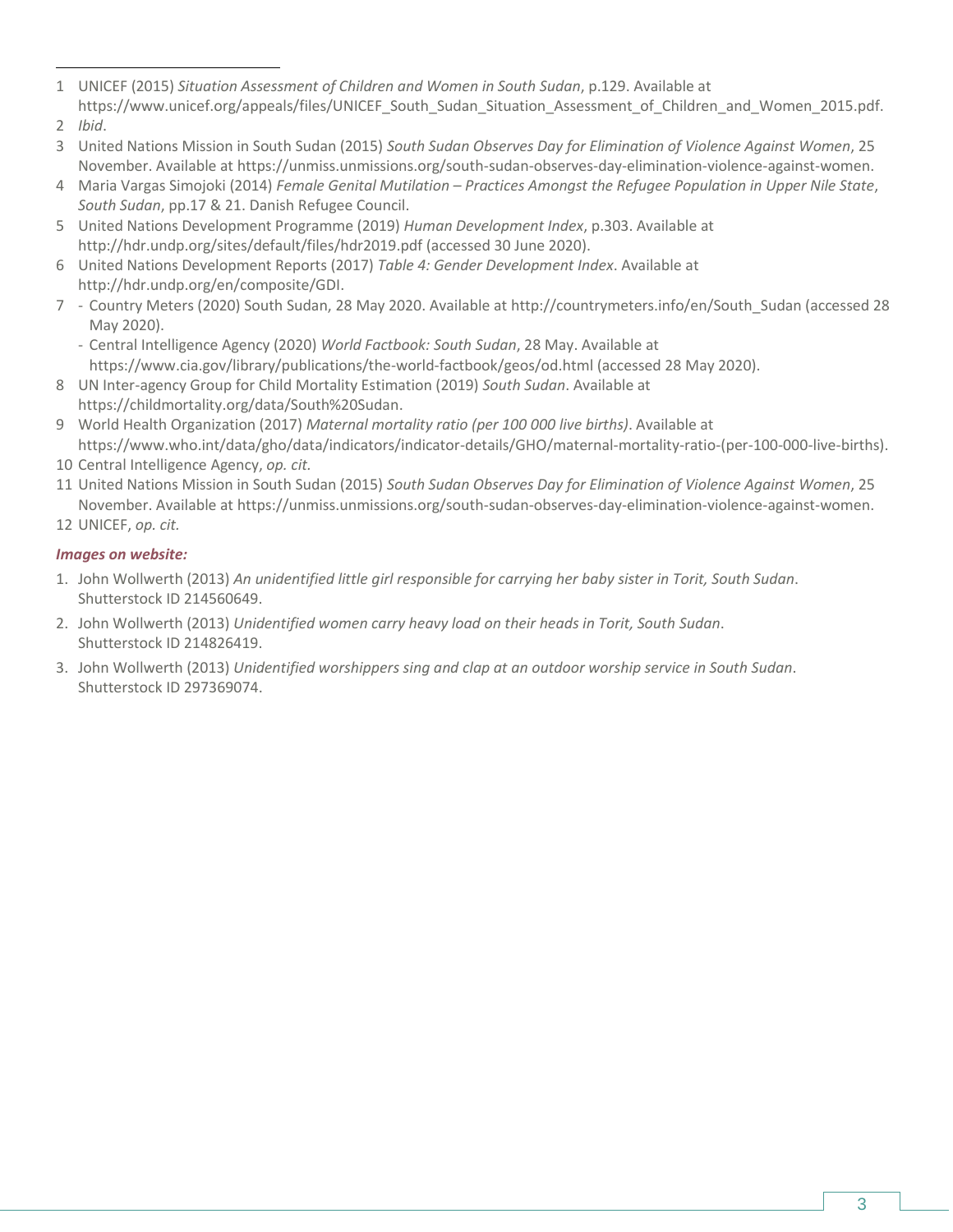1 UNICEF (2015) *Situation Assessment of Children and Women in South Sudan*, p.129. Available at https://www.unicef.org/appeals/files/UNICEF_South_Sudan_Situation_Assessment_of_Children_and_Women_2015.pdf.

2 *Ibid*.

3 United Nations Mission in South Sudan (2015) *South Sudan Observes Day for Elimination of Violence Against Women*, 25 November. Available at https://unmiss.unmissions.org/south-sudan-observes-day-elimination-violence-against-women.

4 Maria Vargas Simojoki (2014) *Female Genital Mutilation – Practices Amongst the Refugee Population in Upper Nile State, South Sudan*, pp.17 & 21. Danish Refugee Council.

5 United Nations Development Programme (2019) *Human Development Index*, p.303. Available at http://hdr.undp.org/sites/default/files/hdr2019.pdf (accessed 30 June 2020).

6 United Nations Development Reports (2017) *Table 4: Gender Development Index*. Available at http://hdr.undp.org/en/composite/GDI.

7
- Country Meters (2020) South Sudan, 28 May 2020. Available at http://countrymeters.info/en/South_Sudan (accessed 28 May 2020).
- Central Intelligence Agency (2020) *World Factbook: South Sudan*, 28 May. Available at https://www.cia.gov/library/publications/the-world-factbook/geos/od.html (accessed 28 May 2020).

8 UN Inter-agency Group for Child Mortality Estimation (2019) *South Sudan*. Available at https://childmortality.org/data/South%20Sudan.

9 World Health Organization (2017) *Maternal mortality ratio (per 100 000 live births)*. Available at https://www.who.int/data/gho/data/indicators/indicator-details/GHO/maternal-mortality-ratio-(per-100-000-live-births).

10 Central Intelligence Agency, *op. cit.*

11 United Nations Mission in South Sudan (2015) *South Sudan Observes Day for Elimination of Violence Against Women*, 25 November. Available at https://unmiss.unmissions.org/south-sudan-observes-day-elimination-violence-against-women.

12 UNICEF, *op. cit.*

***Images on website:***

1. John Wollwerth (2013) *An unidentified little girl responsible for carrying her baby sister in Torit, South Sudan*. Shutterstock ID 214560649.
2. John Wollwerth (2013) *Unidentified women carry heavy load on their heads in Torit, South Sudan*. Shutterstock ID 214826419.
3. John Wollwerth (2013) *Unidentified worshippers sing and clap at an outdoor worship service in South Sudan*. Shutterstock ID 297369074.